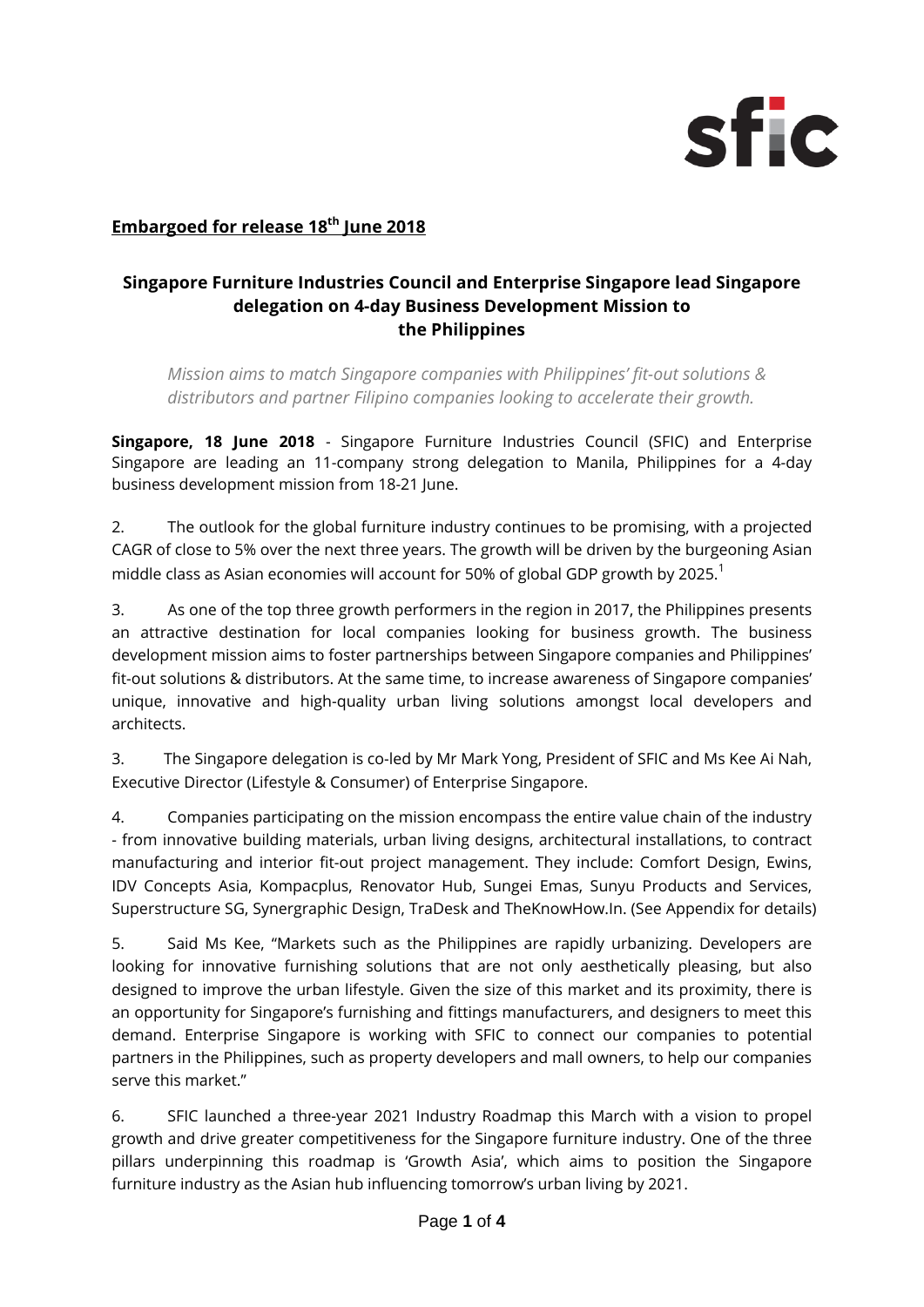sfic

**Embargoed for release 18th June 2018**

## Singapore Furniture Industries Council and Enterprise Singapore lead Singapore delegation on 4-day Business Development Mission to the Philippines

*Mission aims to match Singapore companies with Philippines' fit-out solutions & distributors and partner Filipino companies looking to accelerate their growth.*

**Singapore, 18 June 2018** - Singapore Furniture Industries Council (SFIC) and Enterprise Singapore are leading an 11-company strong delegation to Manila, Philippines for a 4-day business development mission from 18-21 June.

2. The outlook for the global furniture industry continues to be promising, with a projected CAGR of close to 5% over the next three years. The growth will be driven by the burgeoning Asian middle class as Asian economies will account for 50% of global GDP growth by 2025.[1]

3. As one of the top three growth performers in the region in 2017, the Philippines presents an attractive destination for local companies looking for business growth. The business development mission aims to foster partnerships between Singapore companies and Philippines' fit-out solutions & distributors. At the same time, to increase awareness of Singapore companies' unique, innovative and high-quality urban living solutions amongst local developers and architects.

3. The Singapore delegation is co-led by Mr Mark Yong, President of SFIC and Ms Kee Ai Nah, Executive Director (Lifestyle & Consumer) of Enterprise Singapore.

4. Companies participating on the mission encompass the entire value chain of the industry - from innovative building materials, urban living designs, architectural installations, to contract manufacturing and interior fit-out project management. They include: Comfort Design, Ewins, IDV Concepts Asia, Kompacplus, Renovator Hub, Sungei Emas, Sunyu Products and Services, Superstructure SG, Synergraphic Design, TraDesk and TheKnowHow.In. (See Appendix for details)

5. Said Ms Kee, "Markets such as the Philippines are rapidly urbanizing. Developers are looking for innovative furnishing solutions that are not only aesthetically pleasing, but also designed to improve the urban lifestyle. Given the size of this market and its proximity, there is an opportunity for Singapore's furnishing and fittings manufacturers, and designers to meet this demand. Enterprise Singapore is working with SFIC to connect our companies to potential partners in the Philippines, such as property developers and mall owners, to help our companies serve this market."

6. SFIC launched a three-year 2021 Industry Roadmap this March with a vision to propel growth and drive greater competitiveness for the Singapore furniture industry. One of the three pillars underpinning this roadmap is 'Growth Asia', which aims to position the Singapore furniture industry as the Asian hub influencing tomorrow's urban living by 2021.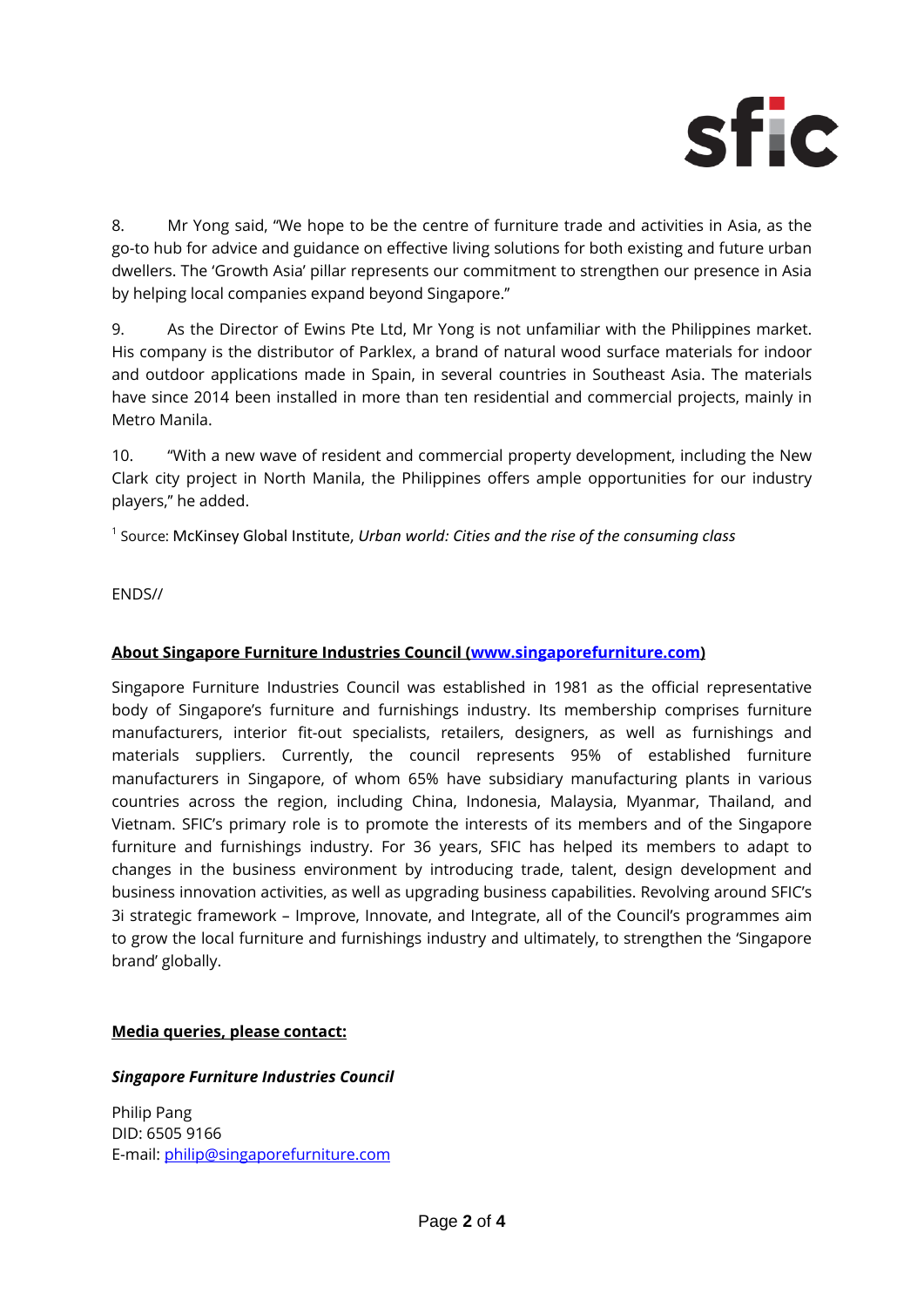8. Mr Yong said, "We hope to be the centre of furniture trade and activities in Asia, as the go-to hub for advice and guidance on effective living solutions for both existing and future urban dwellers. The 'Growth Asia' pillar represents our commitment to strengthen our presence in Asia by helping local companies expand beyond Singapore."

9. As the Director of Ewins Pte Ltd, Mr Yong is not unfamiliar with the Philippines market. His company is the distributor of Parklex, a brand of natural wood surface materials for indoor and outdoor applications made in Spain, in several countries in Southeast Asia. The materials have since 2014 been installed in more than ten residential and commercial projects, mainly in Metro Manila.

10. "With a new wave of resident and commercial property development, including the New Clark city project in North Manila, the Philippines offers ample opportunities for our industry players," he added.

[1] Source: McKinsey Global Institute, *Urban world: Cities and the rise of the consuming class*

ENDS//

**About Singapore Furniture Industries Council ([www.singaporefurniture.com](http://www.singaporefurniture.com))**

Singapore Furniture Industries Council was established in 1981 as the official representative body of Singapore's furniture and furnishings industry. Its membership comprises furniture manufacturers, interior fit-out specialists, retailers, designers, as well as furnishings and materials suppliers. Currently, the council represents 95% of established furniture manufacturers in Singapore, of whom 65% have subsidiary manufacturing plants in various countries across the region, including China, Indonesia, Malaysia, Myanmar, Thailand, and Vietnam. SFIC's primary role is to promote the interests of its members and of the Singapore furniture and furnishings industry. For 36 years, SFIC has helped its members to adapt to changes in the business environment by introducing trade, talent, design development and business innovation activities, as well as upgrading business capabilities. Revolving around SFIC's 3i strategic framework – Improve, Innovate, and Integrate, all of the Council's programmes aim to grow the local furniture and furnishings industry and ultimately, to strengthen the 'Singapore brand' globally.

**Media queries, please contact:**

***Singapore Furniture Industries Council***

Philip Pang
DID: 6505 9166
E-mail: [philip@singaporefurniture.com](mailto:philip@singaporefurniture.com)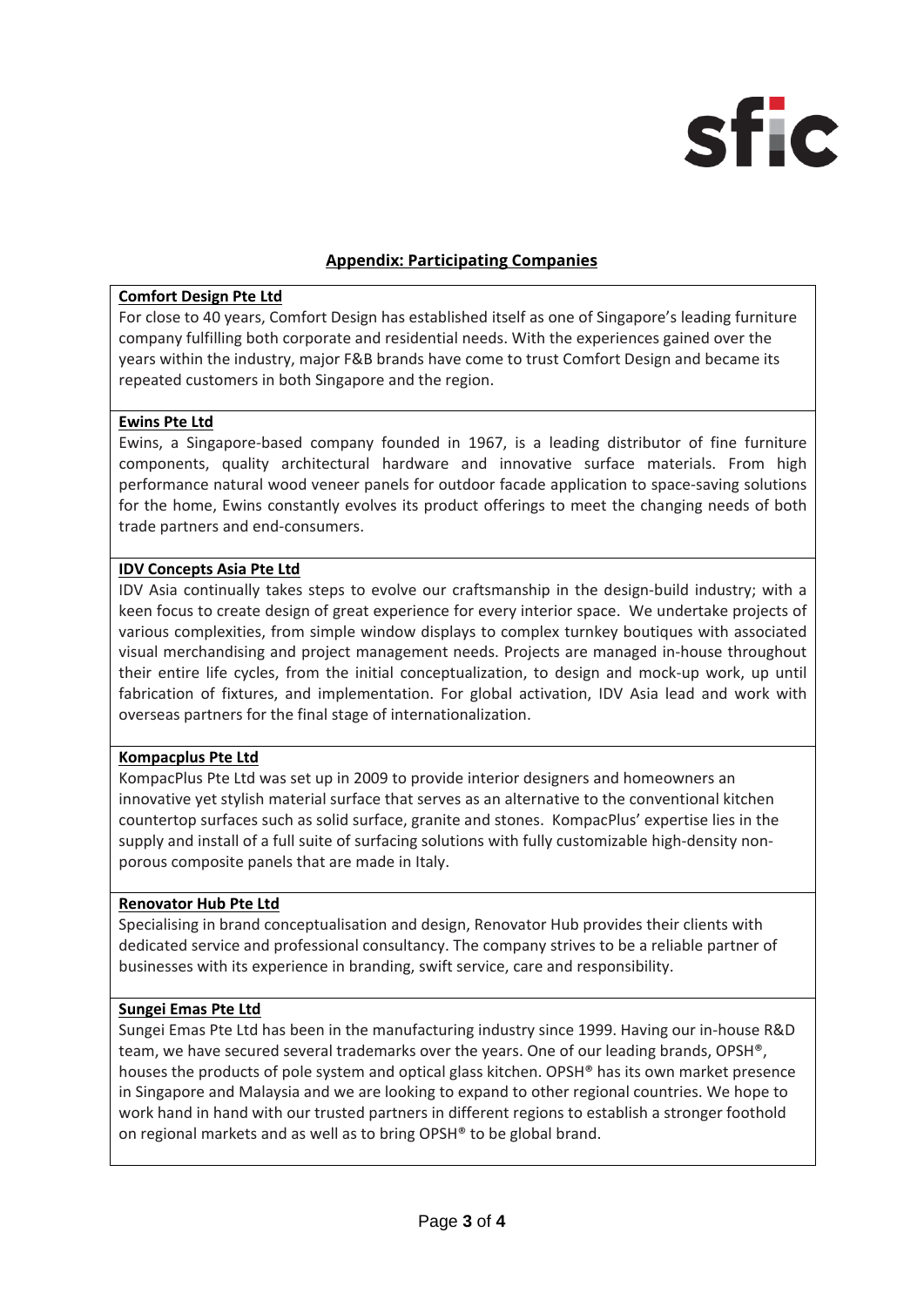## Appendix: Participating Companies

**Comfort Design Pte Ltd**

For close to 40 years, Comfort Design has established itself as one of Singapore's leading furniture company fulfilling both corporate and residential needs. With the experiences gained over the years within the industry, major F&B brands have come to trust Comfort Design and became its repeated customers in both Singapore and the region.

**Ewins Pte Ltd**

Ewins, a Singapore-based company founded in 1967, is a leading distributor of fine furniture components, quality architectural hardware and innovative surface materials. From high performance natural wood veneer panels for outdoor facade application to space-saving solutions for the home, Ewins constantly evolves its product offerings to meet the changing needs of both trade partners and end-consumers.

**IDV Concepts Asia Pte Ltd**

IDV Asia continually takes steps to evolve our craftsmanship in the design-build industry; with a keen focus to create design of great experience for every interior space. We undertake projects of various complexities, from simple window displays to complex turnkey boutiques with associated visual merchandising and project management needs. Projects are managed in-house throughout their entire life cycles, from the initial conceptualization, to design and mock-up work, up until fabrication of fixtures, and implementation. For global activation, IDV Asia lead and work with overseas partners for the final stage of internationalization.

**Kompacplus Pte Ltd**

KompacPlus Pte Ltd was set up in 2009 to provide interior designers and homeowners an innovative yet stylish material surface that serves as an alternative to the conventional kitchen countertop surfaces such as solid surface, granite and stones. KompacPlus' expertise lies in the supply and install of a full suite of surfacing solutions with fully customizable high-density non-porous composite panels that are made in Italy.

**Renovator Hub Pte Ltd**

Specialising in brand conceptualisation and design, Renovator Hub provides their clients with dedicated service and professional consultancy. The company strives to be a reliable partner of businesses with its experience in branding, swift service, care and responsibility.

**Sungei Emas Pte Ltd**

Sungei Emas Pte Ltd has been in the manufacturing industry since 1999. Having our in-house R&D team, we have secured several trademarks over the years. One of our leading brands, OPSH®, houses the products of pole system and optical glass kitchen. OPSH® has its own market presence in Singapore and Malaysia and we are looking to expand to other regional countries. We hope to work hand in hand with our trusted partners in different regions to establish a stronger foothold on regional markets and as well as to bring OPSH® to be global brand.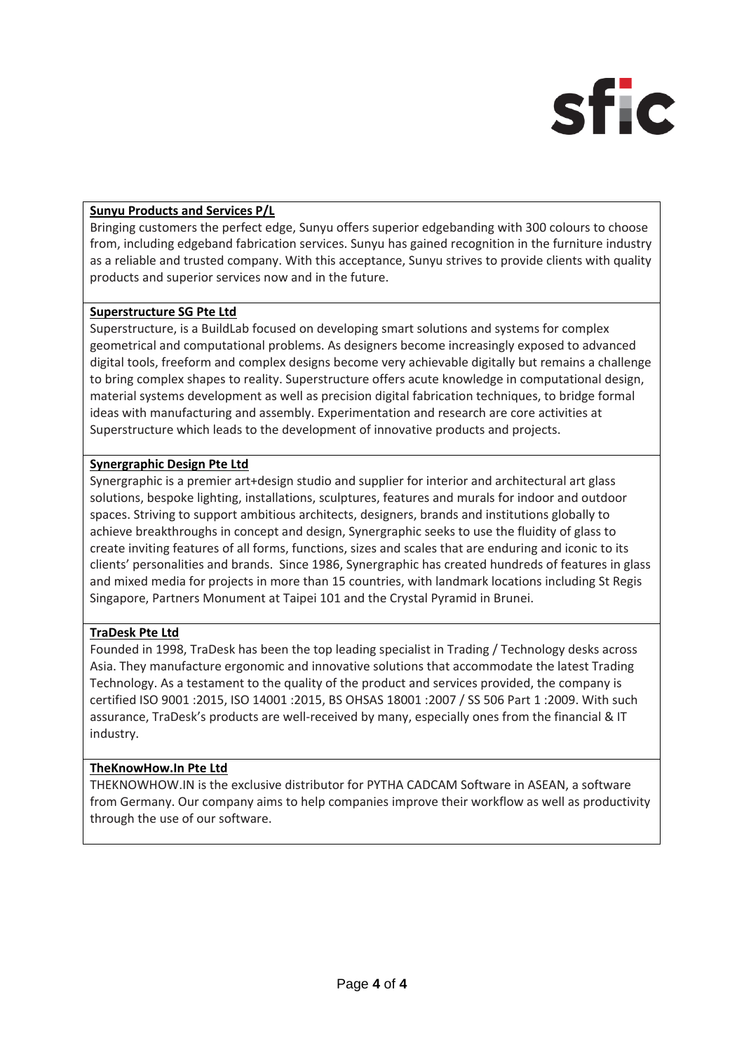**Sunyu Products and Services P/L**

Bringing customers the perfect edge, Sunyu offers superior edgebanding with 300 colours to choose from, including edgeband fabrication services. Sunyu has gained recognition in the furniture industry as a reliable and trusted company. With this acceptance, Sunyu strives to provide clients with quality products and superior services now and in the future.

**Superstructure SG Pte Ltd**

Superstructure, is a BuildLab focused on developing smart solutions and systems for complex geometrical and computational problems. As designers become increasingly exposed to advanced digital tools, freeform and complex designs become very achievable digitally but remains a challenge to bring complex shapes to reality. Superstructure offers acute knowledge in computational design, material systems development as well as precision digital fabrication techniques, to bridge formal ideas with manufacturing and assembly. Experimentation and research are core activities at Superstructure which leads to the development of innovative products and projects.

**Synergraphic Design Pte Ltd**

Synergraphic is a premier art+design studio and supplier for interior and architectural art glass solutions, bespoke lighting, installations, sculptures, features and murals for indoor and outdoor spaces. Striving to support ambitious architects, designers, brands and institutions globally to achieve breakthroughs in concept and design, Synergraphic seeks to use the fluidity of glass to create inviting features of all forms, functions, sizes and scales that are enduring and iconic to its clients' personalities and brands. Since 1986, Synergraphic has created hundreds of features in glass and mixed media for projects in more than 15 countries, with landmark locations including St Regis Singapore, Partners Monument at Taipei 101 and the Crystal Pyramid in Brunei.

**TraDesk Pte Ltd**

Founded in 1998, TraDesk has been the top leading specialist in Trading / Technology desks across Asia. They manufacture ergonomic and innovative solutions that accommodate the latest Trading Technology. As a testament to the quality of the product and services provided, the company is certified ISO 9001 :2015, ISO 14001 :2015, BS OHSAS 18001 :2007 / SS 506 Part 1 :2009. With such assurance, TraDesk's products are well-received by many, especially ones from the financial & IT industry.

**TheKnowHow.In Pte Ltd**

THEKNOWHOW.IN is the exclusive distributor for PYTHA CADCAM Software in ASEAN, a software from Germany. Our company aims to help companies improve their workflow as well as productivity through the use of our software.